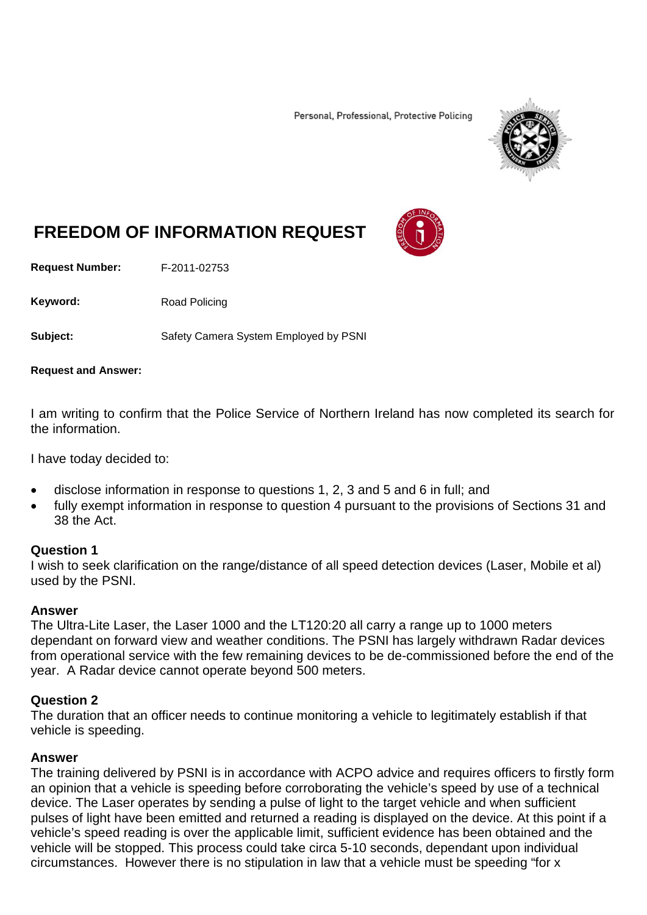Personal, Professional, Protective Policing

# FREEDOM OF INFORMATION REQUEST

**Request Number:** F-2011-02753

**Keyword:** Road Policing

**Subject:** Safety Camera System Employed by PSNI

**Request and Answer:**

I am writing to confirm that the Police Service of Northern Ireland has now completed its search for the information.

I have today decided to:

- disclose information in response to questions 1, 2, 3 and 5 and 6 in full; and
- fully exempt information in response to question 4 pursuant to the provisions of Sections 31 and 38 the Act.

### Question 1

I wish to seek clarification on the range/distance of all speed detection devices (Laser, Mobile et al) used by the PSNI.

### Answer

The Ultra-Lite Laser, the Laser 1000 and the LT120:20 all carry a range up to 1000 meters dependant on forward view and weather conditions. The PSNI has largely withdrawn Radar devices from operational service with the few remaining devices to be de-commissioned before the end of the year. A Radar device cannot operate beyond 500 meters.

### Question 2

The duration that an officer needs to continue monitoring a vehicle to legitimately establish if that vehicle is speeding.

### Answer

The training delivered by PSNI is in accordance with ACPO advice and requires officers to firstly form an opinion that a vehicle is speeding before corroborating the vehicle's speed by use of a technical device. The Laser operates by sending a pulse of light to the target vehicle and when sufficient pulses of light have been emitted and returned a reading is displayed on the device. At this point if a vehicle's speed reading is over the applicable limit, sufficient evidence has been obtained and the vehicle will be stopped. This process could take circa 5-10 seconds, dependant upon individual circumstances. However there is no stipulation in law that a vehicle must be speeding "for x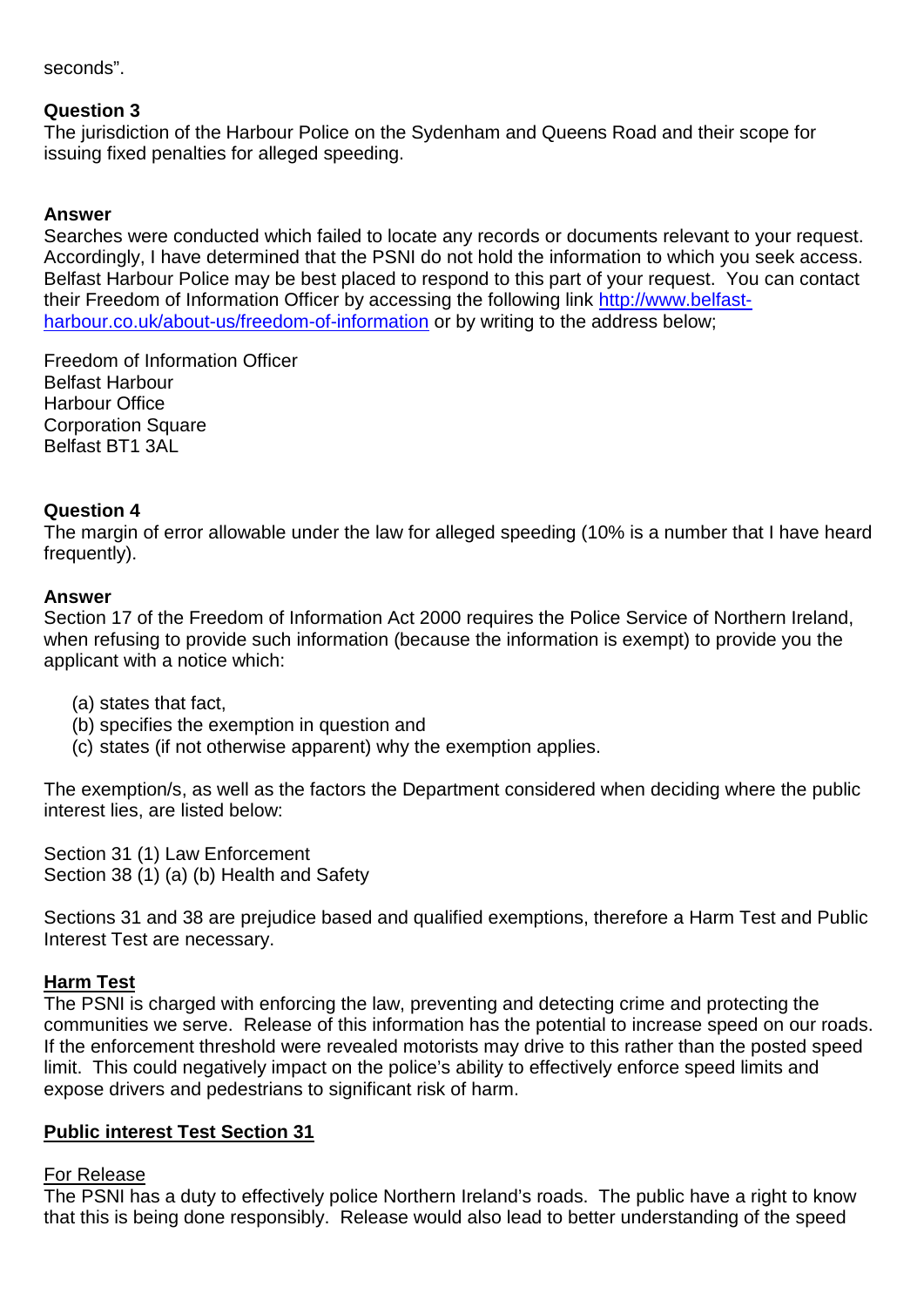seconds".

**Question 3**
The jurisdiction of the Harbour Police on the Sydenham and Queens Road and their scope for issuing fixed penalties for alleged speeding.

**Answer**
Searches were conducted which failed to locate any records or documents relevant to your request. Accordingly, I have determined that the PSNI do not hold the information to which you seek access. Belfast Harbour Police may be best placed to respond to this part of your request. You can contact their Freedom of Information Officer by accessing the following link [http://www.belfast-harbour.co.uk/about-us/freedom-of-information](http://www.belfast-harbour.co.uk/about-us/freedom-of-information) or by writing to the address below;

Freedom of Information Officer
Belfast Harbour
Harbour Office
Corporation Square
Belfast BT1 3AL

**Question 4**
The margin of error allowable under the law for alleged speeding (10% is a number that I have heard frequently).

**Answer**
Section 17 of the Freedom of Information Act 2000 requires the Police Service of Northern Ireland, when refusing to provide such information (because the information is exempt) to provide you the applicant with a notice which:

(a) states that fact,
(b) specifies the exemption in question and
(c) states (if not otherwise apparent) why the exemption applies.

The exemption/s, as well as the factors the Department considered when deciding where the public interest lies, are listed below:

Section 31 (1) Law Enforcement
Section 38 (1) (a) (b) Health and Safety

Sections 31 and 38 are prejudice based and qualified exemptions, therefore a Harm Test and Public Interest Test are necessary.

**Harm Test**
The PSNI is charged with enforcing the law, preventing and detecting crime and protecting the communities we serve. Release of this information has the potential to increase speed on our roads. If the enforcement threshold were revealed motorists may drive to this rather than the posted speed limit. This could negatively impact on the police's ability to effectively enforce speed limits and expose drivers and pedestrians to significant risk of harm.

**Public interest Test Section 31**

For Release
The PSNI has a duty to effectively police Northern Ireland's roads. The public have a right to know that this is being done responsibly. Release would also lead to better understanding of the speed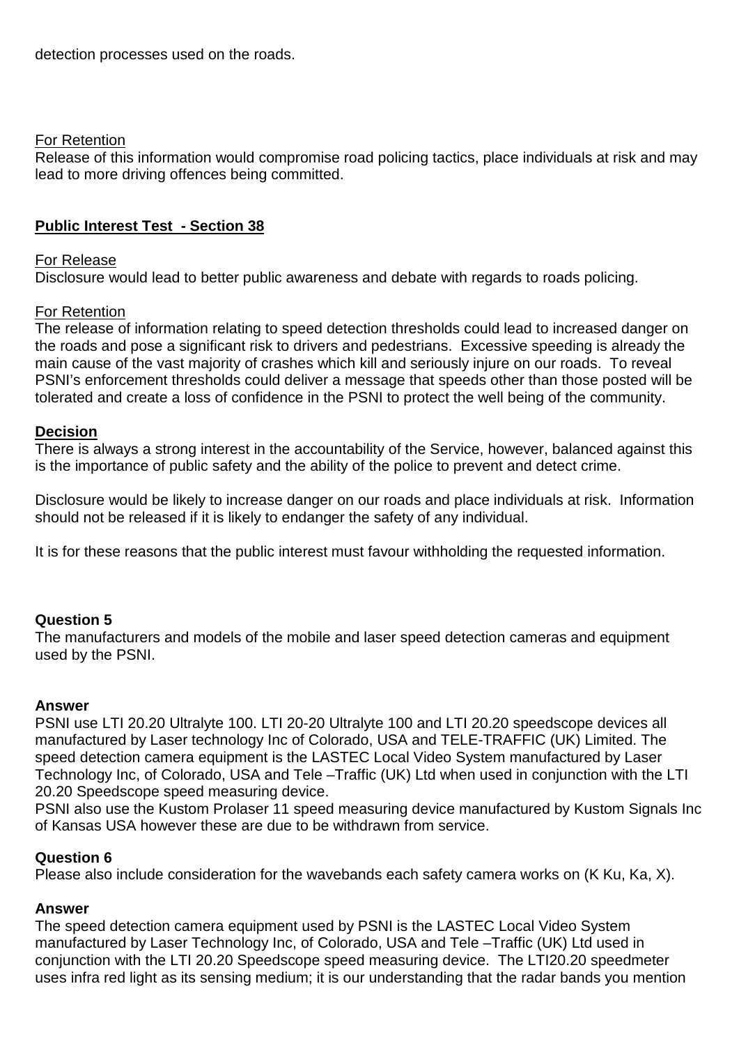detection processes used on the roads.

For Retention
Release of this information would compromise road policing tactics, place individuals at risk and may lead to more driving offences being committed.

**Public Interest Test - Section 38**

For Release
Disclosure would lead to better public awareness and debate with regards to roads policing.

For Retention
The release of information relating to speed detection thresholds could lead to increased danger on the roads and pose a significant risk to drivers and pedestrians. Excessive speeding is already the main cause of the vast majority of crashes which kill and seriously injure on our roads. To reveal PSNI's enforcement thresholds could deliver a message that speeds other than those posted will be tolerated and create a loss of confidence in the PSNI to protect the well being of the community.

**Decision**
There is always a strong interest in the accountability of the Service, however, balanced against this is the importance of public safety and the ability of the police to prevent and detect crime.

Disclosure would be likely to increase danger on our roads and place individuals at risk. Information should not be released if it is likely to endanger the safety of any individual.

It is for these reasons that the public interest must favour withholding the requested information.

**Question 5**
The manufacturers and models of the mobile and laser speed detection cameras and equipment used by the PSNI.

**Answer**
PSNI use LTI 20.20 Ultralyte 100. LTI 20-20 Ultralyte 100 and LTI 20.20 speedscope devices all manufactured by Laser technology Inc of Colorado, USA and TELE-TRAFFIC (UK) Limited. The speed detection camera equipment is the LASTEC Local Video System manufactured by Laser Technology Inc, of Colorado, USA and Tele –Traffic (UK) Ltd when used in conjunction with the LTI 20.20 Speedscope speed measuring device.
PSNI also use the Kustom Prolaser 11 speed measuring device manufactured by Kustom Signals Inc of Kansas USA however these are due to be withdrawn from service.

**Question 6**
Please also include consideration for the wavebands each safety camera works on (K Ku, Ka, X).

**Answer**
The speed detection camera equipment used by PSNI is the LASTEC Local Video System manufactured by Laser Technology Inc, of Colorado, USA and Tele –Traffic (UK) Ltd used in conjunction with the LTI 20.20 Speedscope speed measuring device. The LTI20.20 speedmeter uses infra red light as its sensing medium; it is our understanding that the radar bands you mention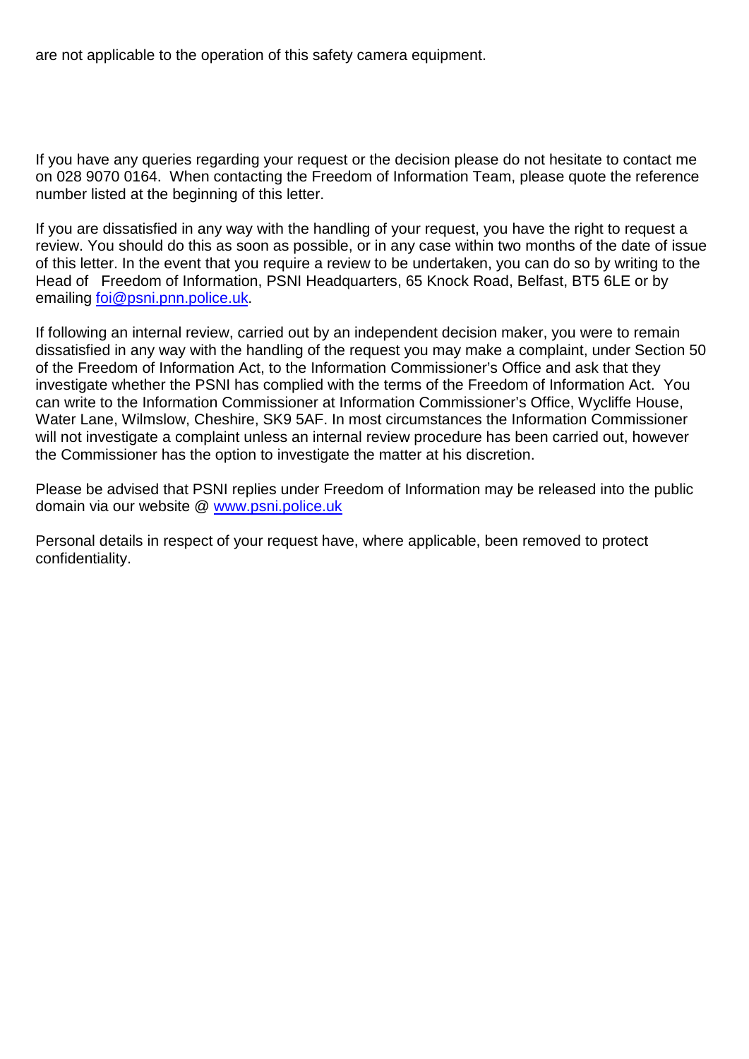are not applicable to the operation of this safety camera equipment.

If you have any queries regarding your request or the decision please do not hesitate to contact me on 028 9070 0164. When contacting the Freedom of Information Team, please quote the reference number listed at the beginning of this letter.

If you are dissatisfied in any way with the handling of your request, you have the right to request a review. You should do this as soon as possible, or in any case within two months of the date of issue of this letter. In the event that you require a review to be undertaken, you can do so by writing to the Head of Freedom of Information, PSNI Headquarters, 65 Knock Road, Belfast, BT5 6LE or by emailing [foi@psni.pnn.police.uk](mailto:foi@psni.pnn.police.uk).

If following an internal review, carried out by an independent decision maker, you were to remain dissatisfied in any way with the handling of the request you may make a complaint, under Section 50 of the Freedom of Information Act, to the Information Commissioner's Office and ask that they investigate whether the PSNI has complied with the terms of the Freedom of Information Act. You can write to the Information Commissioner at Information Commissioner's Office, Wycliffe House, Water Lane, Wilmslow, Cheshire, SK9 5AF. In most circumstances the Information Commissioner will not investigate a complaint unless an internal review procedure has been carried out, however the Commissioner has the option to investigate the matter at his discretion.

Please be advised that PSNI replies under Freedom of Information may be released into the public domain via our website @ [www.psni.police.uk](http://www.psni.police.uk)

Personal details in respect of your request have, where applicable, been removed to protect confidentiality.